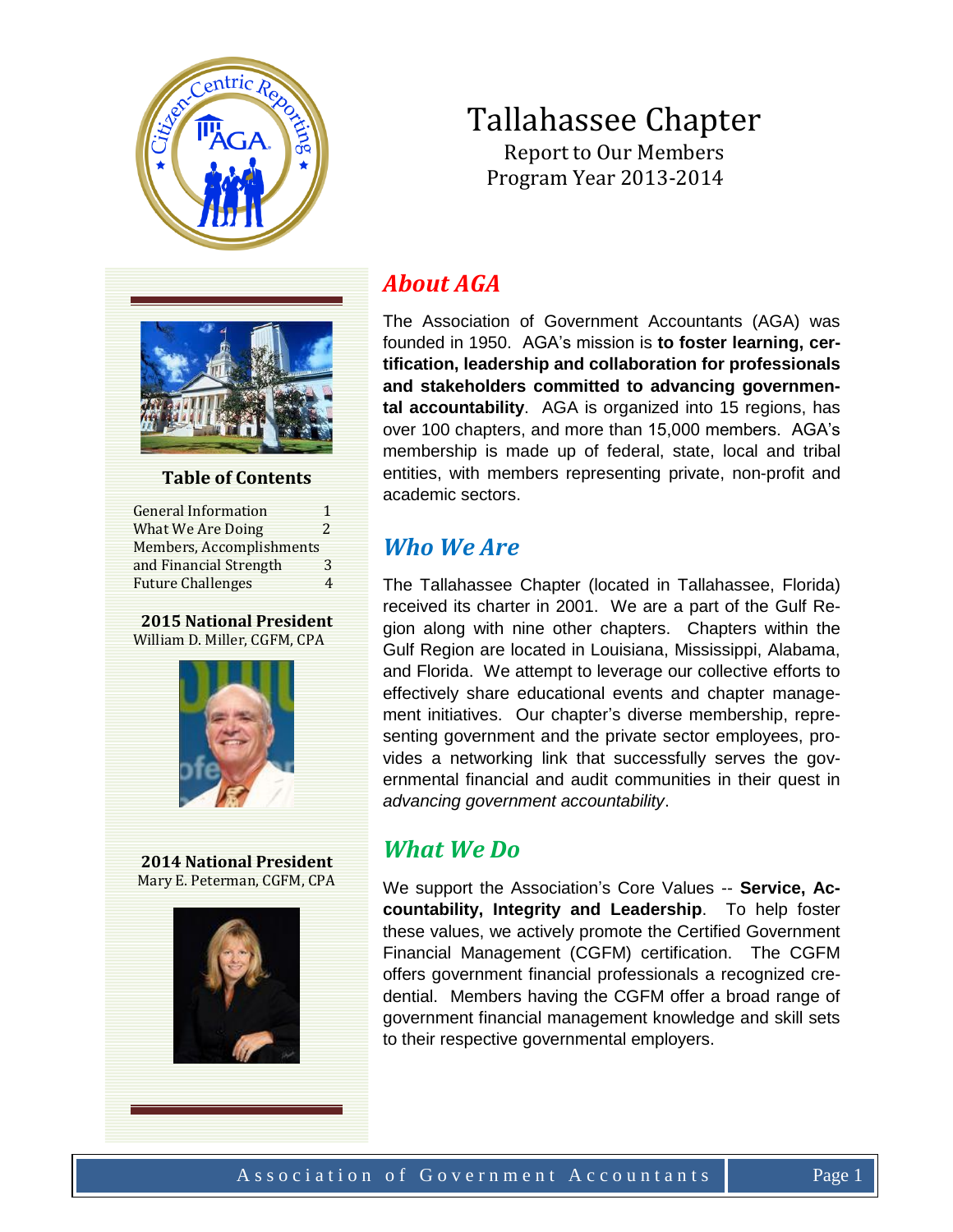# Tallahassee Chapter

Report to Our Members
Program Year 2013-2014

## Table of Contents

| | |
|---|---|
| General Information | 1 |
| What We Are Doing | 2 |
| Members, Accomplishments and Financial Strength | 3 |
| Future Challenges | 4 |

**2015 National President**
William D. Miller, CGFM, CPA

**2014 National President**
Mary E. Peterman, CGFM, CPA

## *About AGA*

The Association of Government Accountants (AGA) was founded in 1950. AGA's mission is **to foster learning, certification, leadership and collaboration for professionals and stakeholders committed to advancing governmental accountability**. AGA is organized into 15 regions, has over 100 chapters, and more than 15,000 members. AGA's membership is made up of federal, state, local and tribal entities, with members representing private, non-profit and academic sectors.

## *Who We Are*

The Tallahassee Chapter (located in Tallahassee, Florida) received its charter in 2001. We are a part of the Gulf Region along with nine other chapters. Chapters within the Gulf Region are located in Louisiana, Mississippi, Alabama, and Florida. We attempt to leverage our collective efforts to effectively share educational events and chapter management initiatives. Our chapter's diverse membership, representing government and the private sector employees, provides a networking link that successfully serves the governmental financial and audit communities in their quest in *advancing government accountability*.

## *What We Do*

We support the Association's Core Values -- **Service, Accountability, Integrity and Leadership**. To help foster these values, we actively promote the Certified Government Financial Management (CGFM) certification. The CGFM offers government financial professionals a recognized credential. Members having the CGFM offer a broad range of government financial management knowledge and skill sets to their respective governmental employers.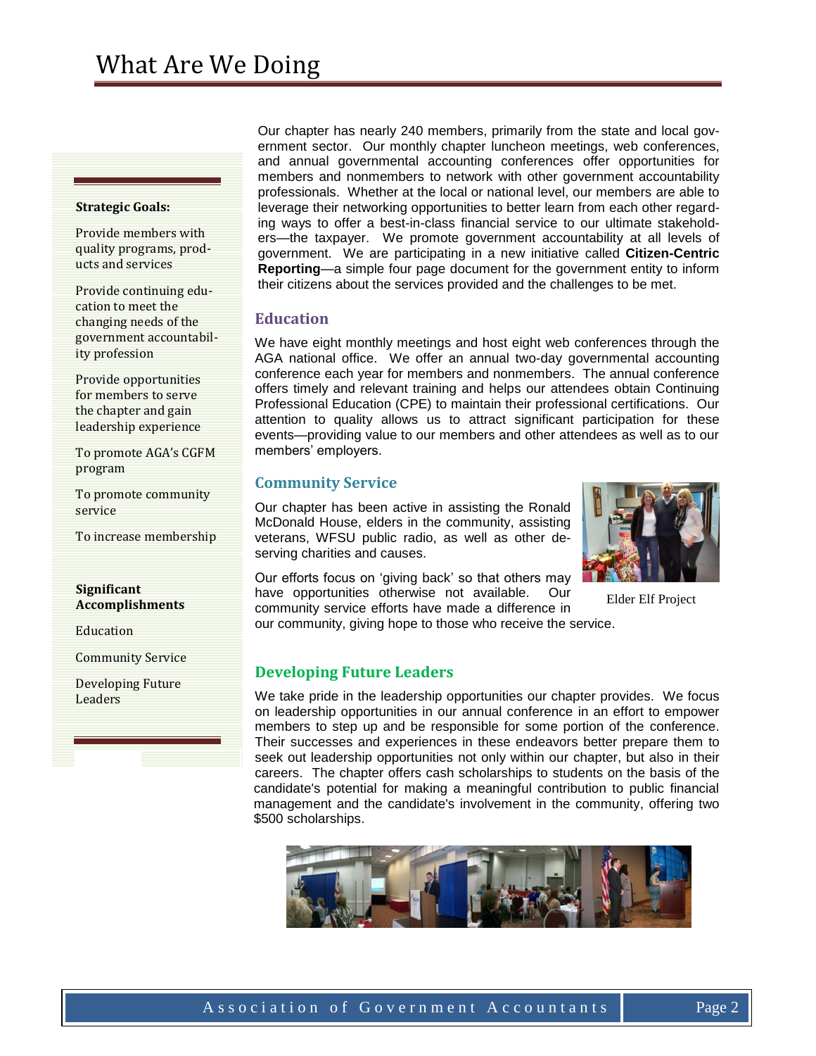# What Are We Doing

**Strategic Goals:**

Provide members with quality programs, products and services

Provide continuing education to meet the changing needs of the government accountability profession

Provide opportunities for members to serve the chapter and gain leadership experience

To promote AGA's CGFM program

To promote community service

To increase membership

**Significant Accomplishments**

Education

Community Service

Developing Future Leaders

Our chapter has nearly 240 members, primarily from the state and local government sector. Our monthly chapter luncheon meetings, web conferences, and annual governmental accounting conferences offer opportunities for members and nonmembers to network with other government accountability professionals. Whether at the local or national level, our members are able to leverage their networking opportunities to better learn from each other regarding ways to offer a best-in-class financial service to our ultimate stakeholders—the taxpayer. We promote government accountability at all levels of government. We are participating in a new initiative called **Citizen-Centric Reporting**—a simple four page document for the government entity to inform their citizens about the services provided and the challenges to be met.

## Education

We have eight monthly meetings and host eight web conferences through the AGA national office. We offer an annual two-day governmental accounting conference each year for members and nonmembers. The annual conference offers timely and relevant training and helps our attendees obtain Continuing Professional Education (CPE) to maintain their professional certifications. Our attention to quality allows us to attract significant participation for these events—providing value to our members and other attendees as well as to our members' employers.

## Community Service

Our chapter has been active in assisting the Ronald McDonald House, elders in the community, assisting veterans, WFSU public radio, as well as other deserving charities and causes.

Our efforts focus on 'giving back' so that others may have opportunities otherwise not available. Our community service efforts have made a difference in our community, giving hope to those who receive the service.

Elder Elf Project

## Developing Future Leaders

We take pride in the leadership opportunities our chapter provides. We focus on leadership opportunities in our annual conference in an effort to empower members to step up and be responsible for some portion of the conference. Their successes and experiences in these endeavors better prepare them to seek out leadership opportunities not only within our chapter, but also in their careers. The chapter offers cash scholarships to students on the basis of the candidate's potential for making a meaningful contribution to public financial management and the candidate's involvement in the community, offering two $500 scholarships.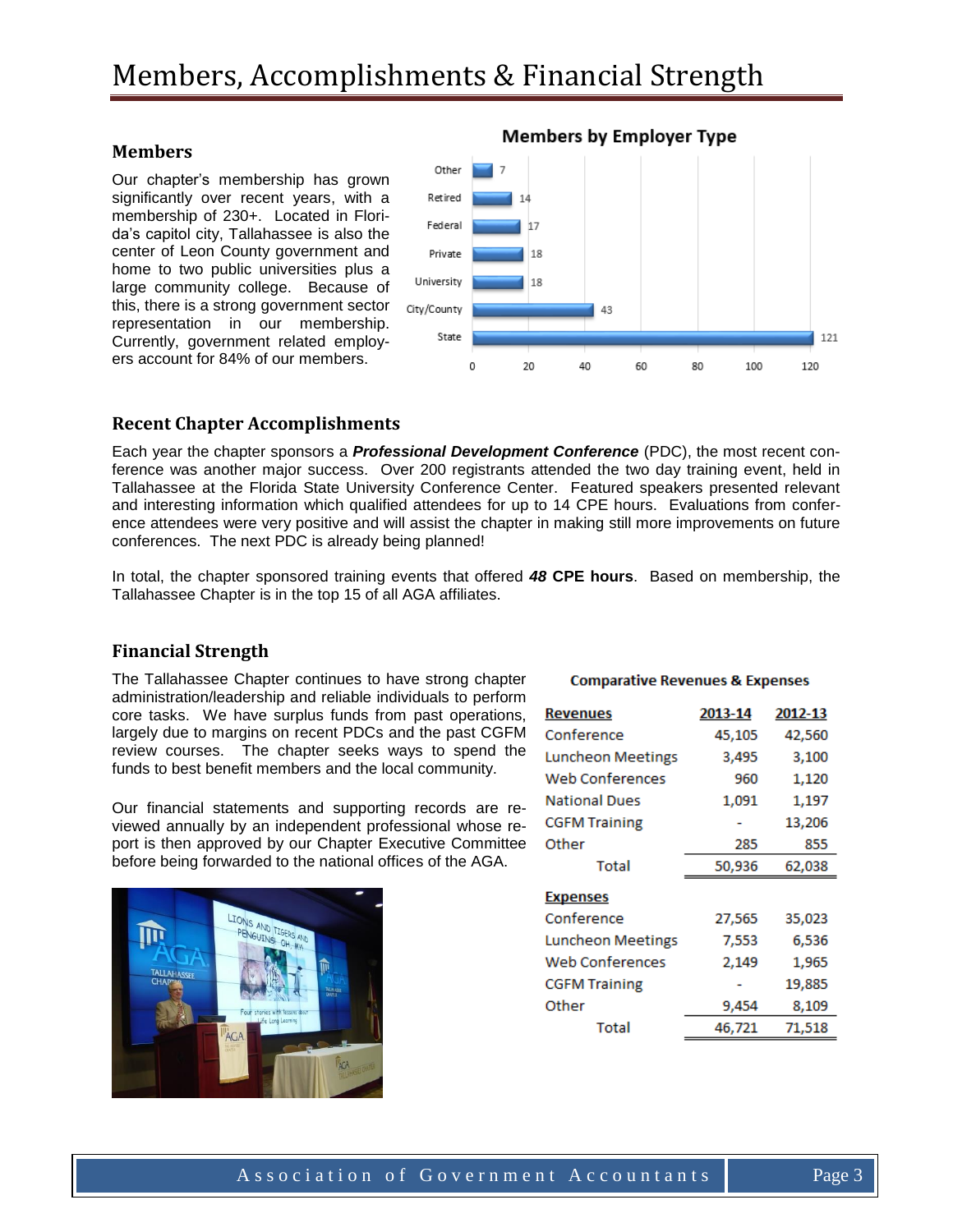# Members, Accomplishments & Financial Strength

## Members

Our chapter's membership has grown significantly over recent years, with a membership of 230+. Located in Florida's capitol city, Tallahassee is also the center of Leon County government and home to two public universities plus a large community college. Because of this, there is a strong government sector representation in our membership. Currently, government related employers account for 84% of our members.

**Members by Employer Type**

| Employer Type | Members |
|---|---|
| Other | 7 |
| Retired | 14 |
| Federal | 17 |
| Private | 18 |
| University | 18 |
| City/County | 43 |
| State | 121 |

## Recent Chapter Accomplishments

Each year the chapter sponsors a ***Professional Development Conference*** (PDC), the most recent conference was another major success. Over 200 registrants attended the two day training event, held in Tallahassee at the Florida State University Conference Center. Featured speakers presented relevant and interesting information which qualified attendees for up to 14 CPE hours. Evaluations from conference attendees were very positive and will assist the chapter in making still more improvements on future conferences. The next PDC is already being planned!

In total, the chapter sponsored training events that offered ***48* CPE hours**. Based on membership, the Tallahassee Chapter is in the top 15 of all AGA affiliates.

## Financial Strength

The Tallahassee Chapter continues to have strong chapter administration/leadership and reliable individuals to perform core tasks. We have surplus funds from past operations, largely due to margins on recent PDCs and the past CGFM review courses. The chapter seeks ways to spend the funds to best benefit members and the local community.

Our financial statements and supporting records are reviewed annually by an independent professional whose report is then approved by our Chapter Executive Committee before being forwarded to the national offices of the AGA.

**Comparative Revenues & Expenses**

| **Revenues** | **2013-14** | **2012-13** |
|---|---|---|
| Conference | 45,105 | 42,560 |
| Luncheon Meetings | 3,495 | 3,100 |
| Web Conferences | 960 | 1,120 |
| National Dues | 1,091 | 1,197 |
| CGFM Training | - | 13,206 |
| Other | 285 | 855 |
| Total | 50,936 | 62,038 |
| **Expenses** | | |
| Conference | 27,565 | 35,023 |
| Luncheon Meetings | 7,553 | 6,536 |
| Web Conferences | 2,149 | 1,965 |
| CGFM Training | - | 19,885 |
| Other | 9,454 | 8,109 |
| Total | 46,721 | 71,518 |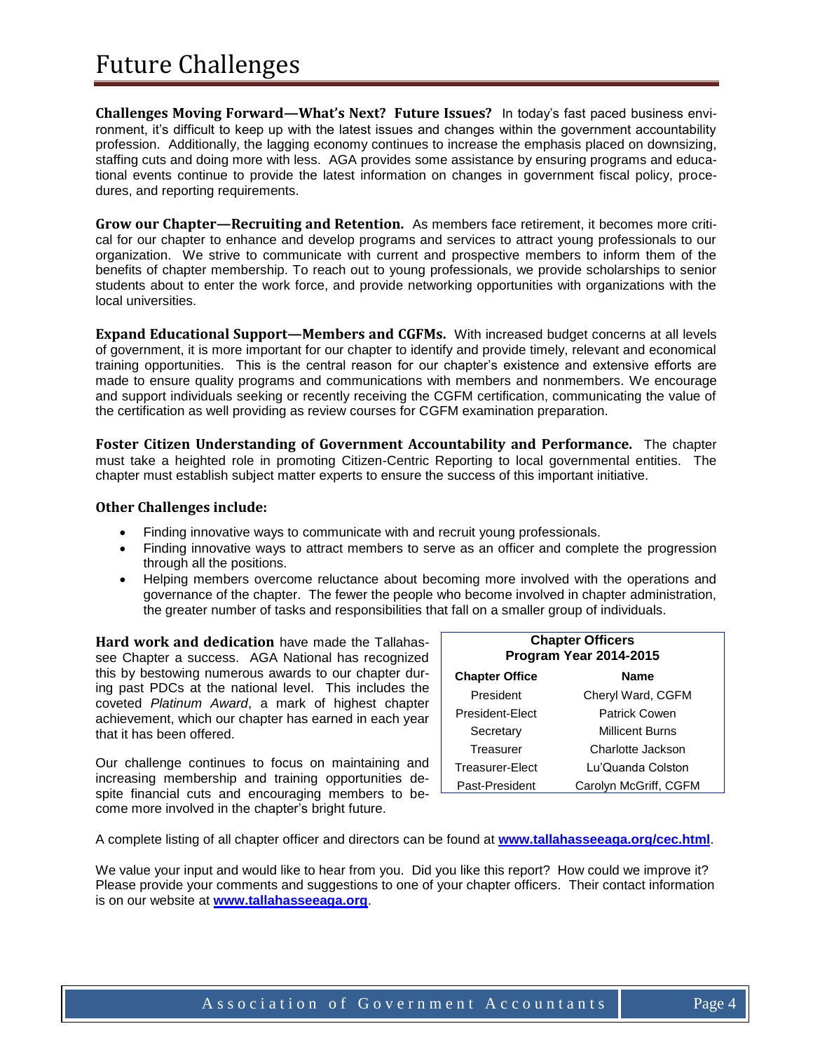# Future Challenges

**Challenges Moving Forward—What's Next? Future Issues?** In today's fast paced business environment, it's difficult to keep up with the latest issues and changes within the government accountability profession. Additionally, the lagging economy continues to increase the emphasis placed on downsizing, staffing cuts and doing more with less. AGA provides some assistance by ensuring programs and educational events continue to provide the latest information on changes in government fiscal policy, procedures, and reporting requirements.

**Grow our Chapter—Recruiting and Retention.** As members face retirement, it becomes more critical for our chapter to enhance and develop programs and services to attract young professionals to our organization. We strive to communicate with current and prospective members to inform them of the benefits of chapter membership. To reach out to young professionals, we provide scholarships to senior students about to enter the work force, and provide networking opportunities with organizations with the local universities.

**Expand Educational Support—Members and CGFMs.** With increased budget concerns at all levels of government, it is more important for our chapter to identify and provide timely, relevant and economical training opportunities. This is the central reason for our chapter's existence and extensive efforts are made to ensure quality programs and communications with members and nonmembers. We encourage and support individuals seeking or recently receiving the CGFM certification, communicating the value of the certification as well providing as review courses for CGFM examination preparation.

**Foster Citizen Understanding of Government Accountability and Performance.** The chapter must take a heighted role in promoting Citizen-Centric Reporting to local governmental entities. The chapter must establish subject matter experts to ensure the success of this important initiative.

### Other Challenges include:

- Finding innovative ways to communicate with and recruit young professionals.
- Finding innovative ways to attract members to serve as an officer and complete the progression through all the positions.
- Helping members overcome reluctance about becoming more involved with the operations and governance of the chapter. The fewer the people who become involved in chapter administration, the greater number of tasks and responsibilities that fall on a smaller group of individuals.

**Hard work and dedication** have made the Tallahassee Chapter a success. AGA National has recognized this by bestowing numerous awards to our chapter during past PDCs at the national level. This includes the coveted *Platinum Award*, a mark of highest chapter achievement, which our chapter has earned in each year that it has been offered.

Our challenge continues to focus on maintaining and increasing membership and training opportunities despite financial cuts and encouraging members to become more involved in the chapter's bright future.

**Chapter Officers**
**Program Year 2014-2015**

| Chapter Office | Name |
|---|---|
| President | Cheryl Ward, CGFM |
| President-Elect | Patrick Cowen |
| Secretary | Millicent Burns |
| Treasurer | Charlotte Jackson |
| Treasurer-Elect | Lu'Quanda Colston |
| Past-President | Carolyn McGriff, CGFM |

A complete listing of all chapter officer and directors can be found at **www.tallahasseeaga.org/cec.html**.

We value your input and would like to hear from you. Did you like this report? How could we improve it? Please provide your comments and suggestions to one of your chapter officers. Their contact information is on our website at **www.tallahasseeaga.org**.